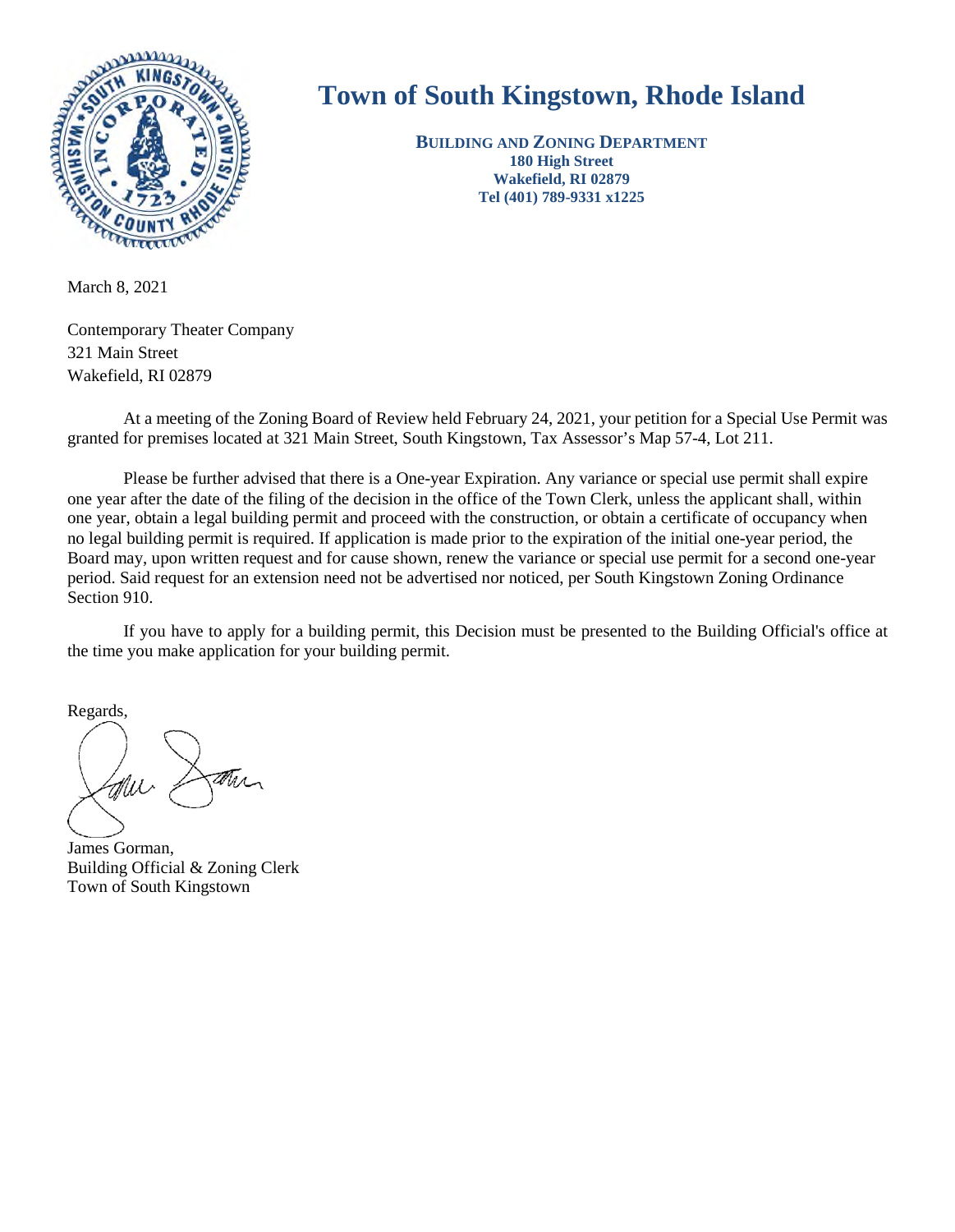# Town of South Kingstown, Rhode Island

**BUILDING AND ZONING DEPARTMENT**
**180 High Street**
**Wakefield, RI 02879**
**Tel (401) 789-9331 x1225**

March 8, 2021

Contemporary Theater Company
321 Main Street
Wakefield, RI 02879

At a meeting of the Zoning Board of Review held February 24, 2021, your petition for a Special Use Permit was granted for premises located at 321 Main Street, South Kingstown, Tax Assessor's Map 57-4, Lot 211.

Please be further advised that there is a One-year Expiration. Any variance or special use permit shall expire one year after the date of the filing of the decision in the office of the Town Clerk, unless the applicant shall, within one year, obtain a legal building permit and proceed with the construction, or obtain a certificate of occupancy when no legal building permit is required. If application is made prior to the expiration of the initial one-year period, the Board may, upon written request and for cause shown, renew the variance or special use permit for a second one-year period. Said request for an extension need not be advertised nor noticed, per South Kingstown Zoning Ordinance Section 910.

If you have to apply for a building permit, this Decision must be presented to the Building Official's office at the time you make application for your building permit.

Regards,

James Gorman,
Building Official & Zoning Clerk
Town of South Kingstown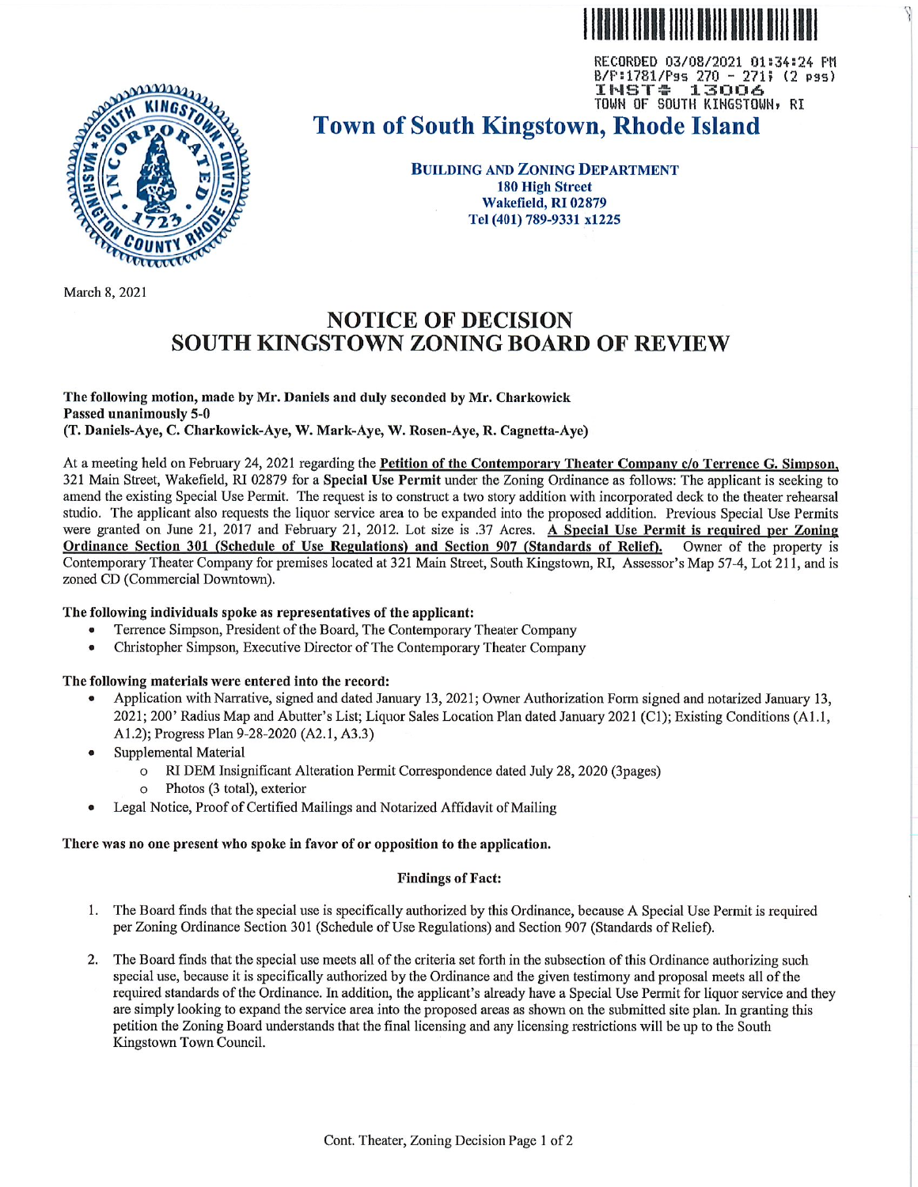RECORDED 03/08/2021 01:34:24 PM
B/P:1781/Pgs 270 - 271; (2 pgs)
INST# 13006
TOWN OF SOUTH KINGSTOWN, RI

# Town of South Kingstown, Rhode Island

**BUILDING AND ZONING DEPARTMENT**
**180 High Street**
**Wakefield, RI 02879**
**Tel (401) 789-9331 x1225**

March 8, 2021

## NOTICE OF DECISION
## SOUTH KINGSTOWN ZONING BOARD OF REVIEW

**The following motion, made by Mr. Daniels and duly seconded by Mr. Charkowick**
**Passed unanimously 5-0**
**(T. Daniels-Aye, C. Charkowick-Aye, W. Mark-Aye, W. Rosen-Aye, R. Cagnetta-Aye)**

At a meeting held on February 24, 2021 regarding the **Petition of the Contemporary Theater Company c/o Terrence G. Simpson,** 321 Main Street, Wakefield, RI 02879 for a **Special Use Permit** under the Zoning Ordinance as follows: The applicant is seeking to amend the existing Special Use Permit. The request is to construct a two story addition with incorporated deck to the theater rehearsal studio. The applicant also requests the liquor service area to be expanded into the proposed addition. Previous Special Use Permits were granted on June 21, 2017 and February 21, 2012. Lot size is .37 Acres. **A Special Use Permit is required per Zoning Ordinance Section 301 (Schedule of Use Regulations) and Section 907 (Standards of Relief).** Owner of the property is Contemporary Theater Company for premises located at 321 Main Street, South Kingstown, RI, Assessor's Map 57-4, Lot 211, and is zoned CD (Commercial Downtown).

**The following individuals spoke as representatives of the applicant:**

- Terrence Simpson, President of the Board, The Contemporary Theater Company
- Christopher Simpson, Executive Director of The Contemporary Theater Company

**The following materials were entered into the record:**

- Application with Narrative, signed and dated January 13, 2021; Owner Authorization Form signed and notarized January 13, 2021; 200' Radius Map and Abutter's List; Liquor Sales Location Plan dated January 2021 (C1); Existing Conditions (A1.1, A1.2); Progress Plan 9-28-2020 (A2.1, A3.3)
- Supplemental Material
  - RI DEM Insignificant Alteration Permit Correspondence dated July 28, 2020 (3pages)
  - Photos (3 total), exterior
- Legal Notice, Proof of Certified Mailings and Notarized Affidavit of Mailing

**There was no one present who spoke in favor of or opposition to the application.**

**Findings of Fact:**

1. The Board finds that the special use is specifically authorized by this Ordinance, because A Special Use Permit is required per Zoning Ordinance Section 301 (Schedule of Use Regulations) and Section 907 (Standards of Relief).

2. The Board finds that the special use meets all of the criteria set forth in the subsection of this Ordinance authorizing such special use, because it is specifically authorized by the Ordinance and the given testimony and proposal meets all of the required standards of the Ordinance. In addition, the applicant's already have a Special Use Permit for liquor service and they are simply looking to expand the service area into the proposed areas as shown on the submitted site plan. In granting this petition the Zoning Board understands that the final licensing and any licensing restrictions will be up to the South Kingstown Town Council.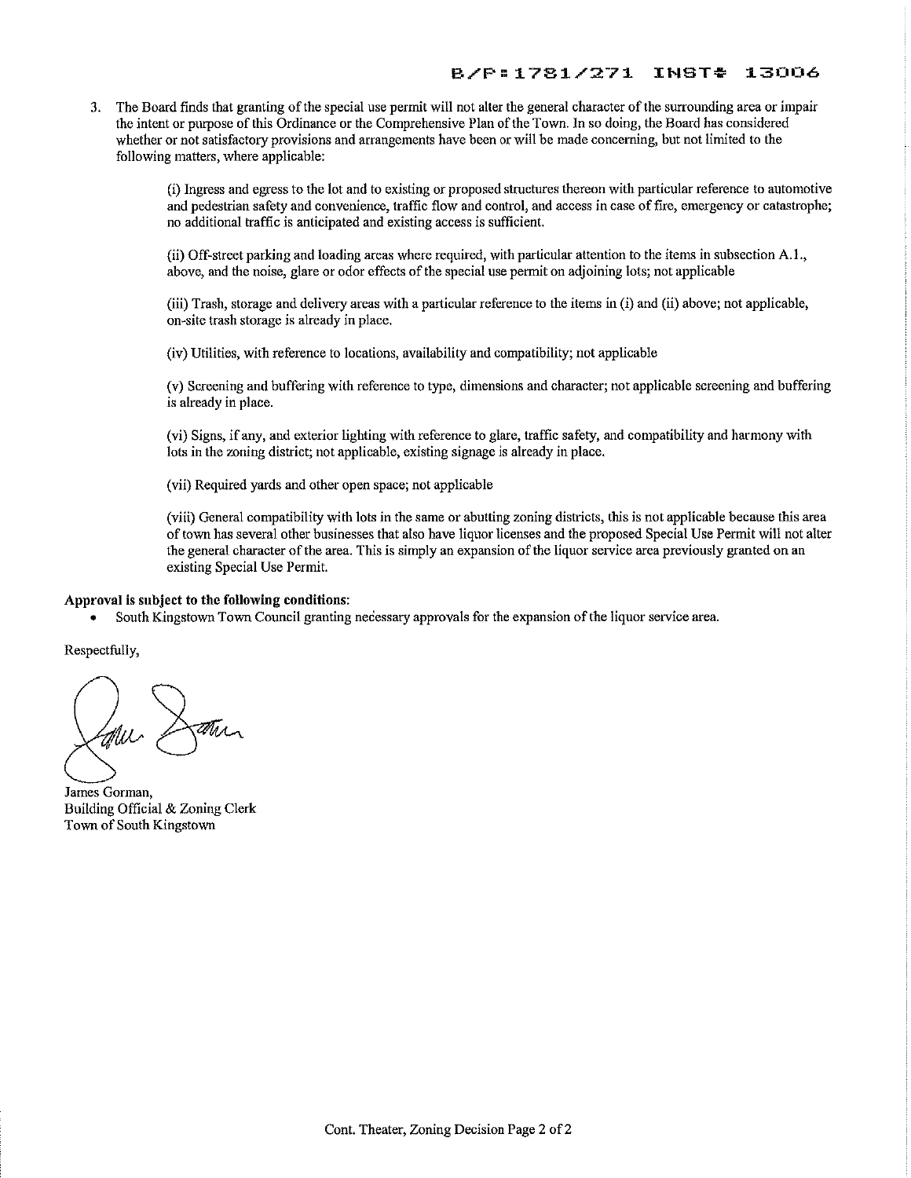B/P:1781/271 INST# 13006

3. The Board finds that granting of the special use permit will not alter the general character of the surrounding area or impair the intent or purpose of this Ordinance or the Comprehensive Plan of the Town. In so doing, the Board has considered whether or not satisfactory provisions and arrangements have been or will be made concerning, but not limited to the following matters, where applicable:

   (i) Ingress and egress to the lot and to existing or proposed structures thereon with particular reference to automotive and pedestrian safety and convenience, traffic flow and control, and access in case of fire, emergency or catastrophe; no additional traffic is anticipated and existing access is sufficient.

   (ii) Off-street parking and loading areas where required, with particular attention to the items in subsection A.1., above, and the noise, glare or odor effects of the special use permit on adjoining lots; not applicable

   (iii) Trash, storage and delivery areas with a particular reference to the items in (i) and (ii) above; not applicable, on-site trash storage is already in place.

   (iv) Utilities, with reference to locations, availability and compatibility; not applicable

   (v) Screening and buffering with reference to type, dimensions and character; not applicable screening and buffering is already in place.

   (vi) Signs, if any, and exterior lighting with reference to glare, traffic safety, and compatibility and harmony with lots in the zoning district; not applicable, existing signage is already in place.

   (vii) Required yards and other open space; not applicable

   (viii) General compatibility with lots in the same or abutting zoning districts, this is not applicable because this area of town has several other businesses that also have liquor licenses and the proposed Special Use Permit will not alter the general character of the area. This is simply an expansion of the liquor service area previously granted on an existing Special Use Permit.

**Approval is subject to the following conditions:**

- South Kingstown Town Council granting necessary approvals for the expansion of the liquor service area.

Respectfully,

James Gorman,
Building Official & Zoning Clerk
Town of South Kingstown

Cont. Theater, Zoning Decision